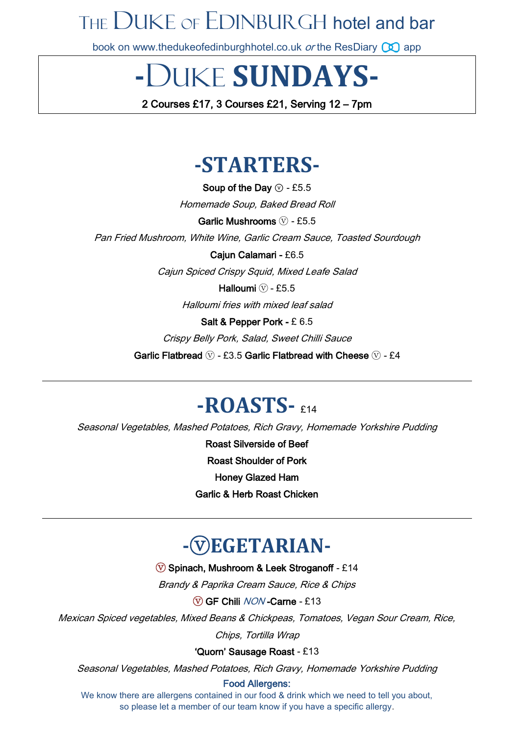# The Duke of Edinburgh hotel and bar

book on www.thedukeofedinburghhotel.co.uk *or* the ResDiary app

# -Duke **SUNDAYS**-

**2 Courses £17, 3 Courses £21, Serving 12 – 7pm**

## -STARTERS-

**Soup of the Day** ⓥ - £5.5

*Homemade Soup, Baked Bread Roll*

**Garlic Mushrooms** ⓥ - £5.5

*Pan Fried Mushroom, White Wine, Garlic Cream Sauce, Toasted Sourdough*

**Cajun Calamari** - £6.5

*Cajun Spiced Crispy Squid, Mixed Leafe Salad*

**Halloumi** ⓥ - £5.5

*Halloumi fries with mixed leaf salad*

**Salt & Pepper Pork** - £ 6.5

*Crispy Belly Pork, Salad, Sweet Chilli Sauce*

**Garlic Flatbread** ⓥ - £3.5 **Garlic Flatbread with Cheese** ⓥ - £4

---

## -ROASTS- £14

*Seasonal Vegetables, Mashed Potatoes, Rich Gravy, Homemade Yorkshire Pudding*

**Roast Silverside of Beef**

**Roast Shoulder of Pork**

**Honey Glazed Ham**

**Garlic & Herb Roast Chicken**

---

## -ⓥEGETARIAN-

ⓥ **Spinach, Mushroom & Leek Stroganoff** - £14

*Brandy & Paprika Cream Sauce, Rice & Chips*

ⓥ **GF Chili** *NON* **-Carne** - £13

*Mexican Spiced vegetables, Mixed Beans & Chickpeas, Tomatoes, Vegan Sour Cream, Rice, Chips, Tortilla Wrap*

**'Quorn' Sausage Roast** - £13

*Seasonal Vegetables, Mashed Potatoes, Rich Gravy, Homemade Yorkshire Pudding*

**Food Allergens:**

We know there are allergens contained in our food & drink which we need to tell you about, so please let a member of our team know if you have a specific allergy.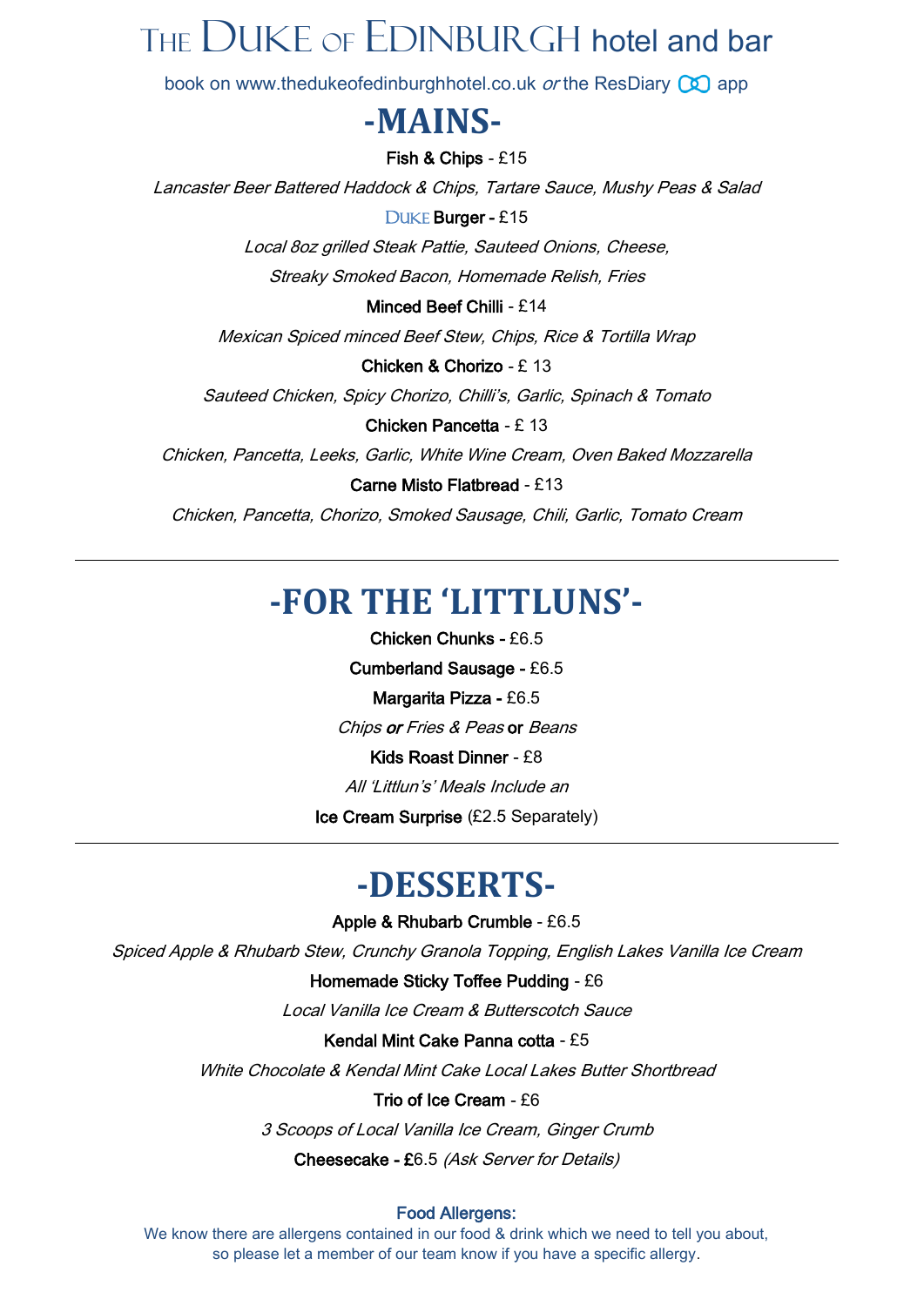# THE DUKE OF EDINBURGH hotel and bar

book on www.thedukeofedinburghhotel.co.uk *or* the ResDiary app

## -MAINS-

**Fish & Chips** - £15

*Lancaster Beer Battered Haddock & Chips, Tartare Sauce, Mushy Peas & Salad*

**DUKE Burger -** £15

*Local 8oz grilled Steak Pattie, Sauteed Onions, Cheese,*

*Streaky Smoked Bacon, Homemade Relish, Fries*

**Minced Beef Chilli** - £14

*Mexican Spiced minced Beef Stew, Chips, Rice & Tortilla Wrap*

**Chicken & Chorizo** - £ 13

*Sauteed Chicken, Spicy Chorizo, Chilli's, Garlic, Spinach & Tomato*

**Chicken Pancetta** - £ 13

*Chicken, Pancetta, Leeks, Garlic, White Wine Cream, Oven Baked Mozzarella*

**Carne Misto Flatbread** - £13

*Chicken, Pancetta, Chorizo, Smoked Sausage, Chili, Garlic, Tomato Cream*

---

## -FOR THE 'LITTLUNS'-

**Chicken Chunks -** £6.5

**Cumberland Sausage -** £6.5

**Margarita Pizza -** £6.5

*Chips* ***or*** *Fries & Peas* or *Beans*

**Kids Roast Dinner** - £8

*All 'Littlun's' Meals Include an*

**Ice Cream Surprise** (£2.5 Separately)

---

## -DESSERTS-

**Apple & Rhubarb Crumble** - £6.5

*Spiced Apple & Rhubarb Stew, Crunchy Granola Topping, English Lakes Vanilla Ice Cream*

**Homemade Sticky Toffee Pudding** - £6

*Local Vanilla Ice Cream & Butterscotch Sauce*

**Kendal Mint Cake Panna cotta** - £5

*White Chocolate & Kendal Mint Cake Local Lakes Butter Shortbread*

**Trio of Ice Cream** - £6

*3 Scoops of Local Vanilla Ice Cream, Ginger Crumb*

**Cheesecake - £**6.5 *(Ask Server for Details)*

**Food Allergens:**

We know there are allergens contained in our food & drink which we need to tell you about, so please let a member of our team know if you have a specific allergy.